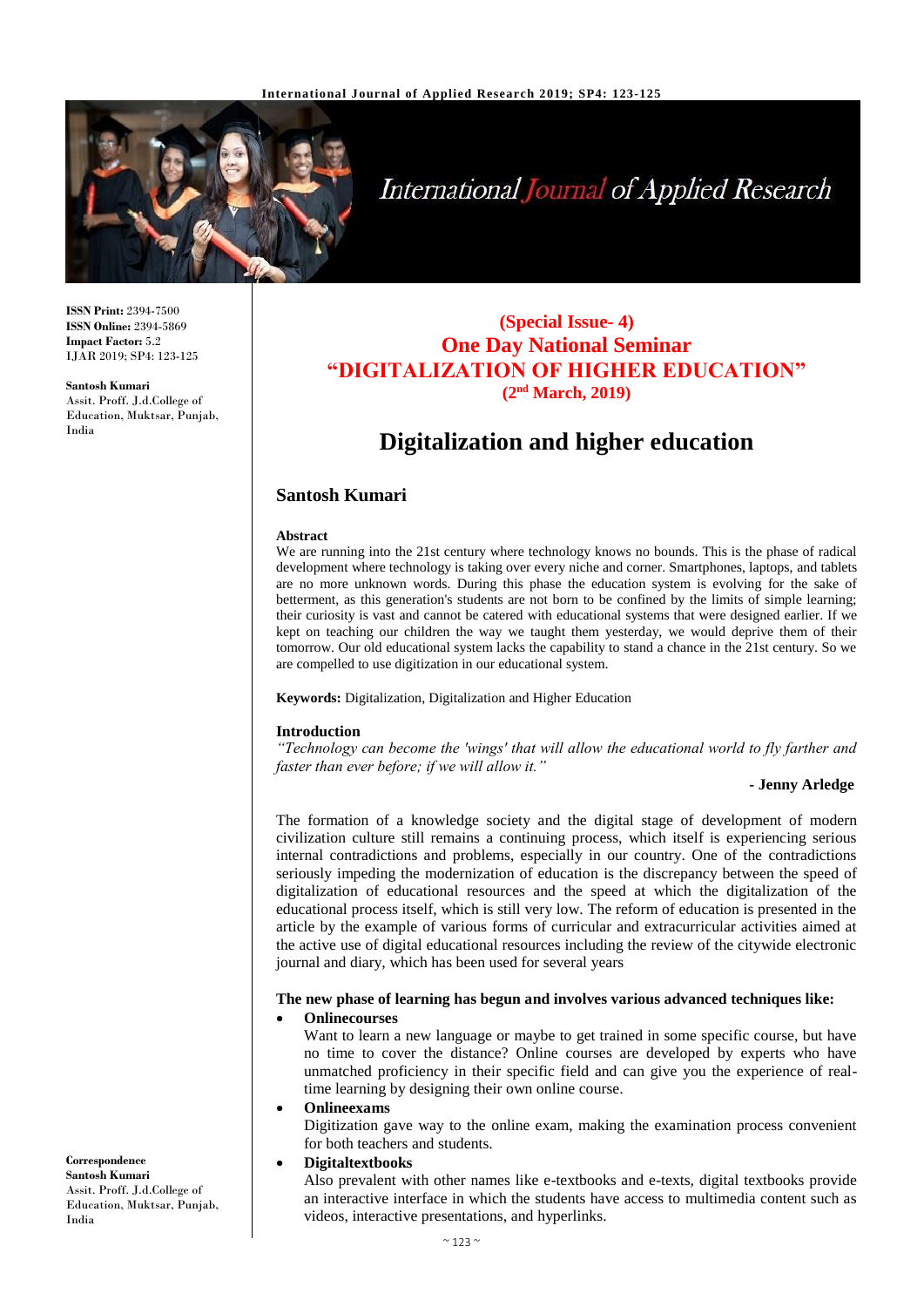**ISSN Print:** 2394-7500
**ISSN Online:** 2394-5869
**Impact Factor:** 5.2
IJAR 2019; SP4: 123-125

**Santosh Kumari**
Assit. Proff. J.d.College of Education, Muktsar, Punjab, India

**Correspondence**
**Santosh Kumari**
Assit. Proff. J.d.College of Education, Muktsar, Punjab, India

**(Special Issue- 4)**
**One Day National Seminar**
**"DIGITALIZATION OF HIGHER EDUCATION"**
**(2nd March, 2019)**

# Digitalization and higher education

## Santosh Kumari

### Abstract

We are running into the 21st century where technology knows no bounds. This is the phase of radical development where technology is taking over every niche and corner. Smartphones, laptops, and tablets are no more unknown words. During this phase the education system is evolving for the sake of betterment, as this generation's students are not born to be confined by the limits of simple learning; their curiosity is vast and cannot be catered with educational systems that were designed earlier. If we kept on teaching our children the way we taught them yesterday, we would deprive them of their tomorrow. Our old educational system lacks the capability to stand a chance in the 21st century. So we are compelled to use digitization in our educational system.

**Keywords:** Digitalization, Digitalization and Higher Education

### Introduction

*"Technology can become the 'wings' that will allow the educational world to fly farther and faster than ever before; if we will allow it."*

**- Jenny Arledge**

The formation of a knowledge society and the digital stage of development of modern civilization culture still remains a continuing process, which itself is experiencing serious internal contradictions and problems, especially in our country. One of the contradictions seriously impeding the modernization of education is the discrepancy between the speed of digitalization of educational resources and the speed at which the digitalization of the educational process itself, which is still very low. The reform of education is presented in the article by the example of various forms of curricular and extracurricular activities aimed at the active use of digital educational resources including the review of the citywide electronic journal and diary, which has been used for several years

**The new phase of learning has begun and involves various advanced techniques like:**

- **Onlinecourses**
  Want to learn a new language or maybe to get trained in some specific course, but have no time to cover the distance? Online courses are developed by experts who have unmatched proficiency in their specific field and can give you the experience of real-time learning by designing their own online course.
- **Onlineexams**
  Digitization gave way to the online exam, making the examination process convenient for both teachers and students.
- **Digitaltextbooks**
  Also prevalent with other names like e-textbooks and e-texts, digital textbooks provide an interactive interface in which the students have access to multimedia content such as videos, interactive presentations, and hyperlinks.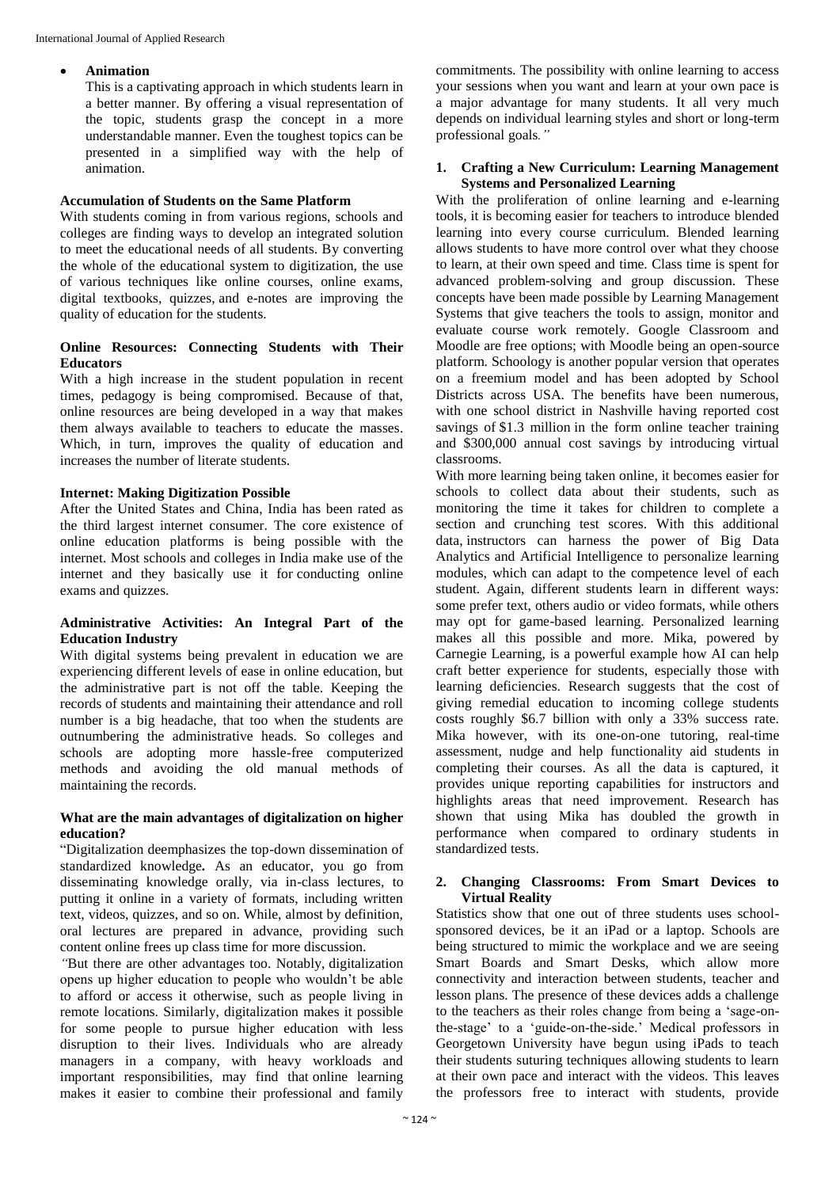- **Animation**

  This is a captivating approach in which students learn in a better manner. By offering a visual representation of the topic, students grasp the concept in a more understandable manner. Even the toughest topics can be presented in a simplified way with the help of animation.

**Accumulation of Students on the Same Platform**

With students coming in from various regions, schools and colleges are finding ways to develop an integrated solution to meet the educational needs of all students. By converting the whole of the educational system to digitization, the use of various techniques like online courses, online exams, digital textbooks, quizzes, and e-notes are improving the quality of education for the students.

**Online Resources: Connecting Students with Their Educators**

With a high increase in the student population in recent times, pedagogy is being compromised. Because of that, online resources are being developed in a way that makes them always available to teachers to educate the masses. Which, in turn, improves the quality of education and increases the number of literate students.

**Internet: Making Digitization Possible**

After the United States and China, India has been rated as the third largest internet consumer. The core existence of online education platforms is being possible with the internet. Most schools and colleges in India make use of the internet and they basically use it for conducting online exams and quizzes.

**Administrative Activities: An Integral Part of the Education Industry**

With digital systems being prevalent in education we are experiencing different levels of ease in online education, but the administrative part is not off the table. Keeping the records of students and maintaining their attendance and roll number is a big headache, that too when the students are outnumbering the administrative heads. So colleges and schools are adopting more hassle-free computerized methods and avoiding the old manual methods of maintaining the records.

**What are the main advantages of digitalization on higher education?**

"Digitalization deemphasizes the top-down dissemination of standardized knowledge**.** As an educator, you go from disseminating knowledge orally, via in-class lectures, to putting it online in a variety of formats, including written text, videos, quizzes, and so on. While, almost by definition, oral lectures are prepared in advance, providing such content online frees up class time for more discussion.

*"*But there are other advantages too. Notably, digitalization opens up higher education to people who wouldn't be able to afford or access it otherwise, such as people living in remote locations. Similarly, digitalization makes it possible for some people to pursue higher education with less disruption to their lives. Individuals who are already managers in a company, with heavy workloads and important responsibilities, may find that online learning makes it easier to combine their professional and family commitments. The possibility with online learning to access your sessions when you want and learn at your own pace is a major advantage for many students. It all very much depends on individual learning styles and short or long-term professional goals*."*

**1. Crafting a New Curriculum: Learning Management Systems and Personalized Learning**

With the proliferation of online learning and e-learning tools, it is becoming easier for teachers to introduce blended learning into every course curriculum. Blended learning allows students to have more control over what they choose to learn, at their own speed and time. Class time is spent for advanced problem-solving and group discussion. These concepts have been made possible by Learning Management Systems that give teachers the tools to assign, monitor and evaluate course work remotely. Google Classroom and Moodle are free options; with Moodle being an open-source platform. Schoology is another popular version that operates on a freemium model and has been adopted by School Districts across USA. The benefits have been numerous, with one school district in Nashville having reported cost savings of $1.3 million in the form online teacher training and $300,000 annual cost savings by introducing virtual classrooms.

With more learning being taken online, it becomes easier for schools to collect data about their students, such as monitoring the time it takes for children to complete a section and crunching test scores. With this additional data, instructors can harness the power of Big Data Analytics and Artificial Intelligence to personalize learning modules, which can adapt to the competence level of each student. Again, different students learn in different ways: some prefer text, others audio or video formats, while others may opt for game-based learning. Personalized learning makes all this possible and more. Mika, powered by Carnegie Learning, is a powerful example how AI can help craft better experience for students, especially those with learning deficiencies. Research suggests that the cost of giving remedial education to incoming college students costs roughly $6.7 billion with only a 33% success rate. Mika however, with its one-on-one tutoring, real-time assessment, nudge and help functionality aid students in completing their courses. As all the data is captured, it provides unique reporting capabilities for instructors and highlights areas that need improvement. Research has shown that using Mika has doubled the growth in performance when compared to ordinary students in standardized tests.

**2. Changing Classrooms: From Smart Devices to Virtual Reality**

Statistics show that one out of three students uses school-sponsored devices, be it an iPad or a laptop. Schools are being structured to mimic the workplace and we are seeing Smart Boards and Smart Desks, which allow more connectivity and interaction between students, teacher and lesson plans. The presence of these devices adds a challenge to the teachers as their roles change from being a 'sage-on-the-stage' to a 'guide-on-the-side.' Medical professors in Georgetown University have begun using iPads to teach their students suturing techniques allowing students to learn at their own pace and interact with the videos. This leaves the professors free to interact with students, provide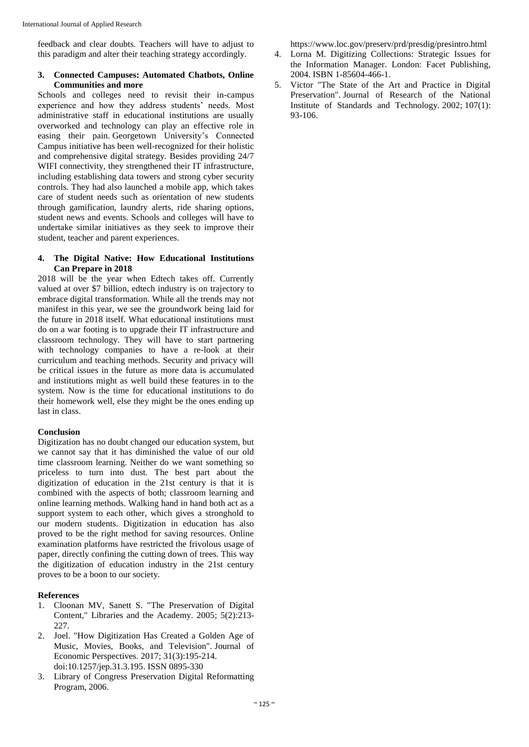feedback and clear doubts. Teachers will have to adjust to this paradigm and alter their teaching strategy accordingly.

### 3. Connected Campuses: Automated Chatbots, Online Communities and more

Schools and colleges need to revisit their in-campus experience and how they address students' needs. Most administrative staff in educational institutions are usually overworked and technology can play an effective role in easing their pain. Georgetown University's Connected Campus initiative has been well-recognized for their holistic and comprehensive digital strategy. Besides providing 24/7 WIFI connectivity, they strengthened their IT infrastructure, including establishing data towers and strong cyber security controls. They had also launched a mobile app, which takes care of student needs such as orientation of new students through gamification, laundry alerts, ride sharing options, student news and events. Schools and colleges will have to undertake similar initiatives as they seek to improve their student, teacher and parent experiences.

### 4. The Digital Native: How Educational Institutions Can Prepare in 2018

2018 will be the year when Edtech takes off. Currently valued at over $7 billion, edtech industry is on trajectory to embrace digital transformation. While all the trends may not manifest in this year, we see the groundwork being laid for the future in 2018 itself. What educational institutions must do on a war footing is to upgrade their IT infrastructure and classroom technology. They will have to start partnering with technology companies to have a re-look at their curriculum and teaching methods. Security and privacy will be critical issues in the future as more data is accumulated and institutions might as well build these features in to the system. Now is the time for educational institutions to do their homework well, else they might be the ones ending up last in class.

## Conclusion

Digitization has no doubt changed our education system, but we cannot say that it has diminished the value of our old time classroom learning. Neither do we want something so priceless to turn into dust. The best part about the digitization of education in the 21st century is that it is combined with the aspects of both; classroom learning and online learning methods. Walking hand in hand both act as a support system to each other, which gives a stronghold to our modern students. Digitization in education has also proved to be the right method for saving resources. Online examination platforms have restricted the frivolous usage of paper, directly confining the cutting down of trees. This way the digitization of education industry in the 21st century proves to be a boon to our society.

## References

1. Cloonan MV, Sanett S. "The Preservation of Digital Content," Libraries and the Academy. 2005; 5(2):213-227.
2. Joel. "How Digitization Has Created a Golden Age of Music, Movies, Books, and Television". Journal of Economic Perspectives. 2017; 31(3):195-214. doi:10.1257/jep.31.3.195. ISSN 0895-330
3. Library of Congress Preservation Digital Reformatting Program, 2006. https://www.loc.gov/preserv/prd/presdig/presintro.html
4. Lorna M. Digitizing Collections: Strategic Issues for the Information Manager. London: Facet Publishing, 2004. ISBN 1-85604-466-1.
5. Victor "The State of the Art and Practice in Digital Preservation". Journal of Research of the National Institute of Standards and Technology. 2002; 107(1): 93-106.